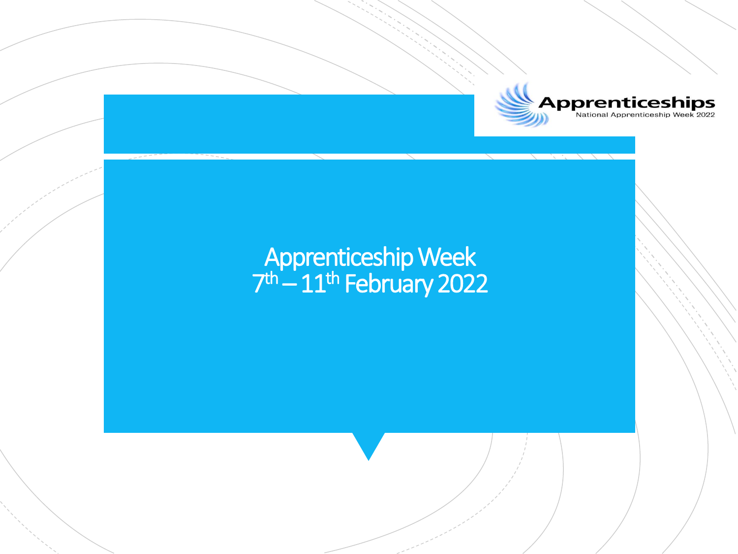Apprenticeships

National Apprenticeship Week 2022

# Apprenticeship Week 7th – 11th February 2022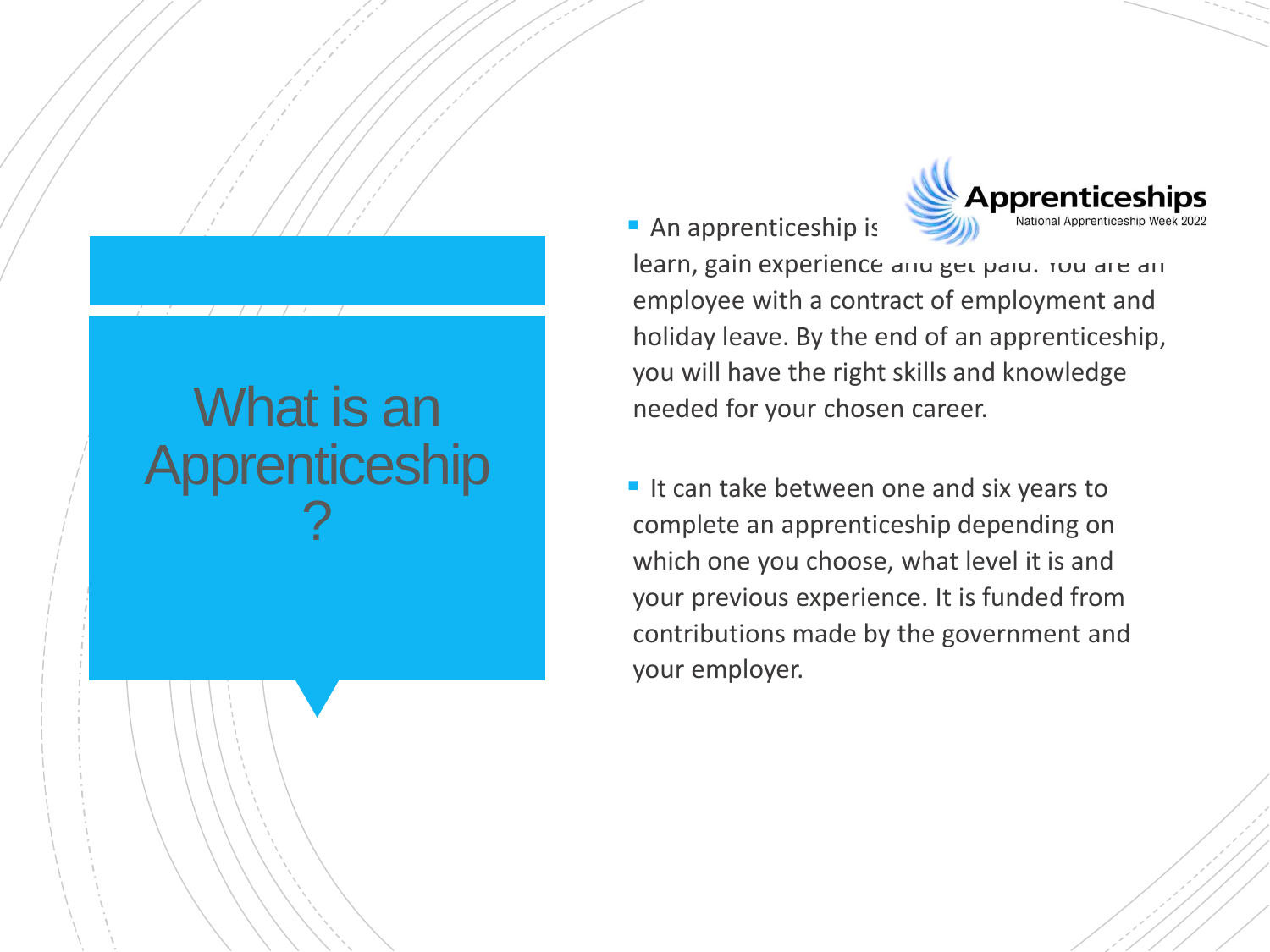# What is an Apprenticeship?

- An apprenticeship is learn, gain experience and get paid. You are an employee with a contract of employment and holiday leave. By the end of an apprenticeship, you will have the right skills and knowledge needed for your chosen career.

- It can take between one and six years to complete an apprenticeship depending on which one you choose, what level it is and your previous experience. It is funded from contributions made by the government and your employer.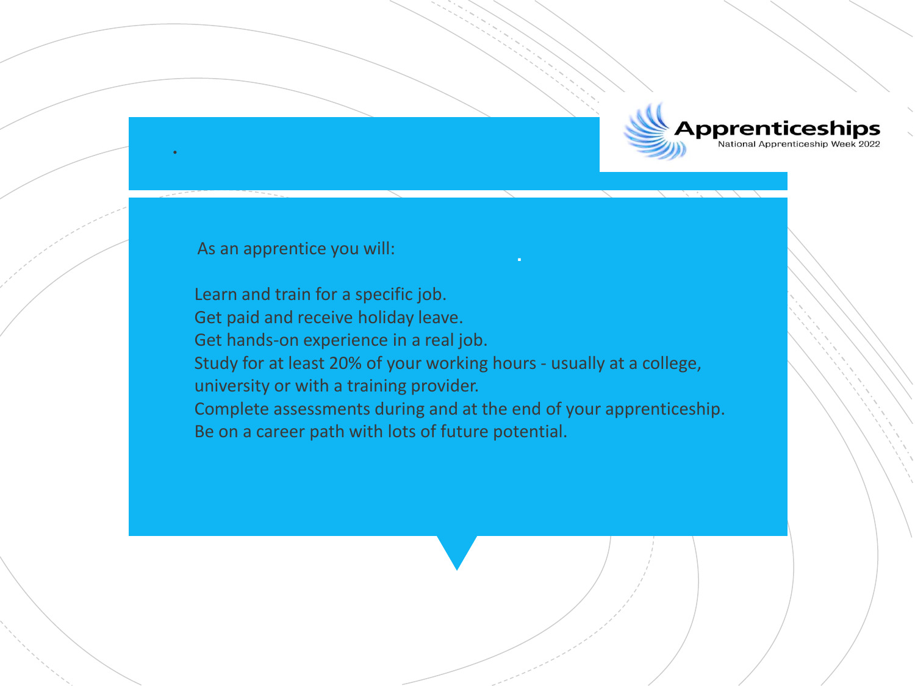Apprenticeships
National Apprenticeship Week 2022

As an apprentice you will:

- Learn and train for a specific job.
- Get paid and receive holiday leave.
- Get hands-on experience in a real job.
- Study for at least 20% of your working hours - usually at a college, university or with a training provider.
- Complete assessments during and at the end of your apprenticeship.
- Be on a career path with lots of future potential.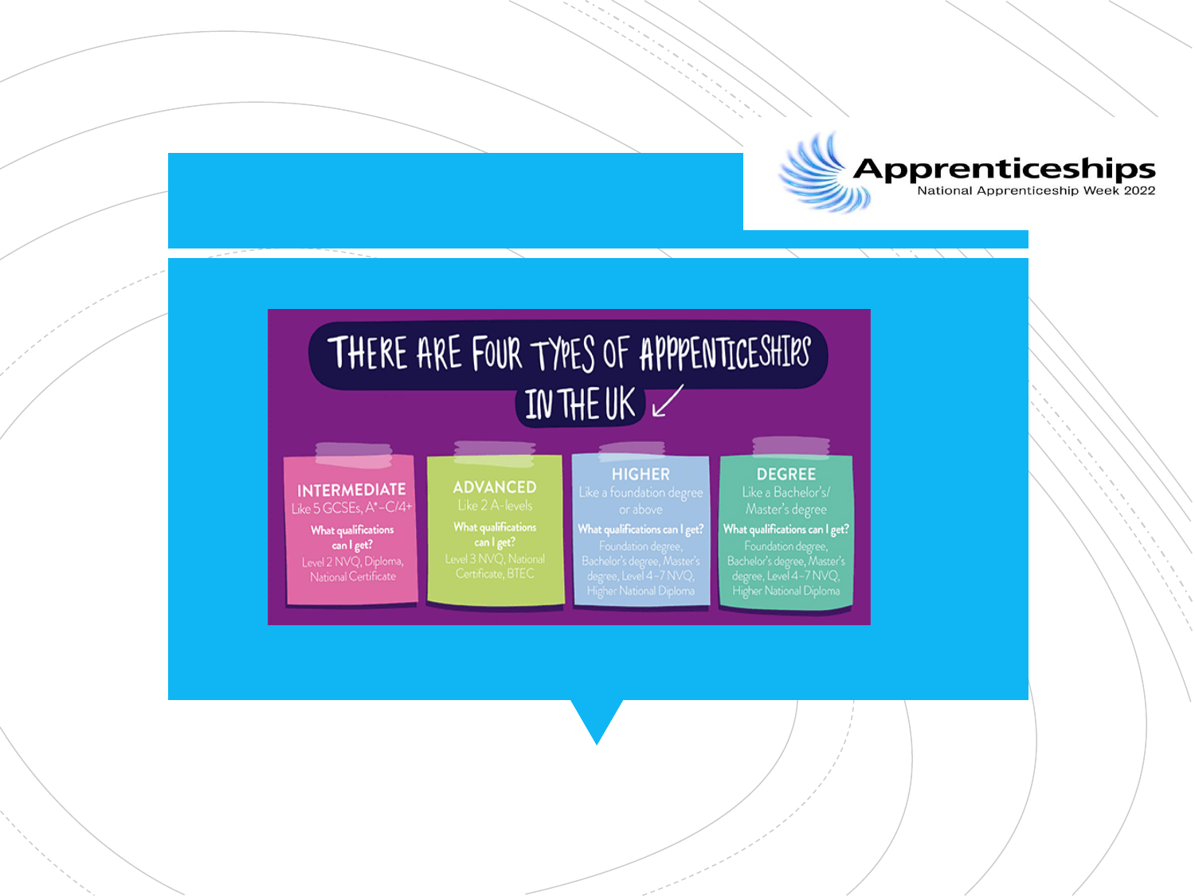**Apprenticeships**
National Apprenticeship Week 2022

# THERE ARE FOUR TYPES OF APPRENTICESHIPS IN THE UK

**INTERMEDIATE**
Like 5 GCSEs, A*–C/4+
**What qualifications can I get?**
Level 2 NVQ, Diploma, National Certificate

**ADVANCED**
Like 2 A-levels
**What qualifications can I get?**
Level 3 NVQ, National Certificate, BTEC

**HIGHER**
Like a foundation degree or above
**What qualifications can I get?**
Foundation degree, Bachelor's degree, Master's degree, Level 4–7 NVQ, Higher National Diploma

**DEGREE**
Like a Bachelor's/ Master's degree
**What qualifications can I get?**
Foundation degree, Bachelor's degree, Master's degree, Level 4–7 NVQ, Higher National Diploma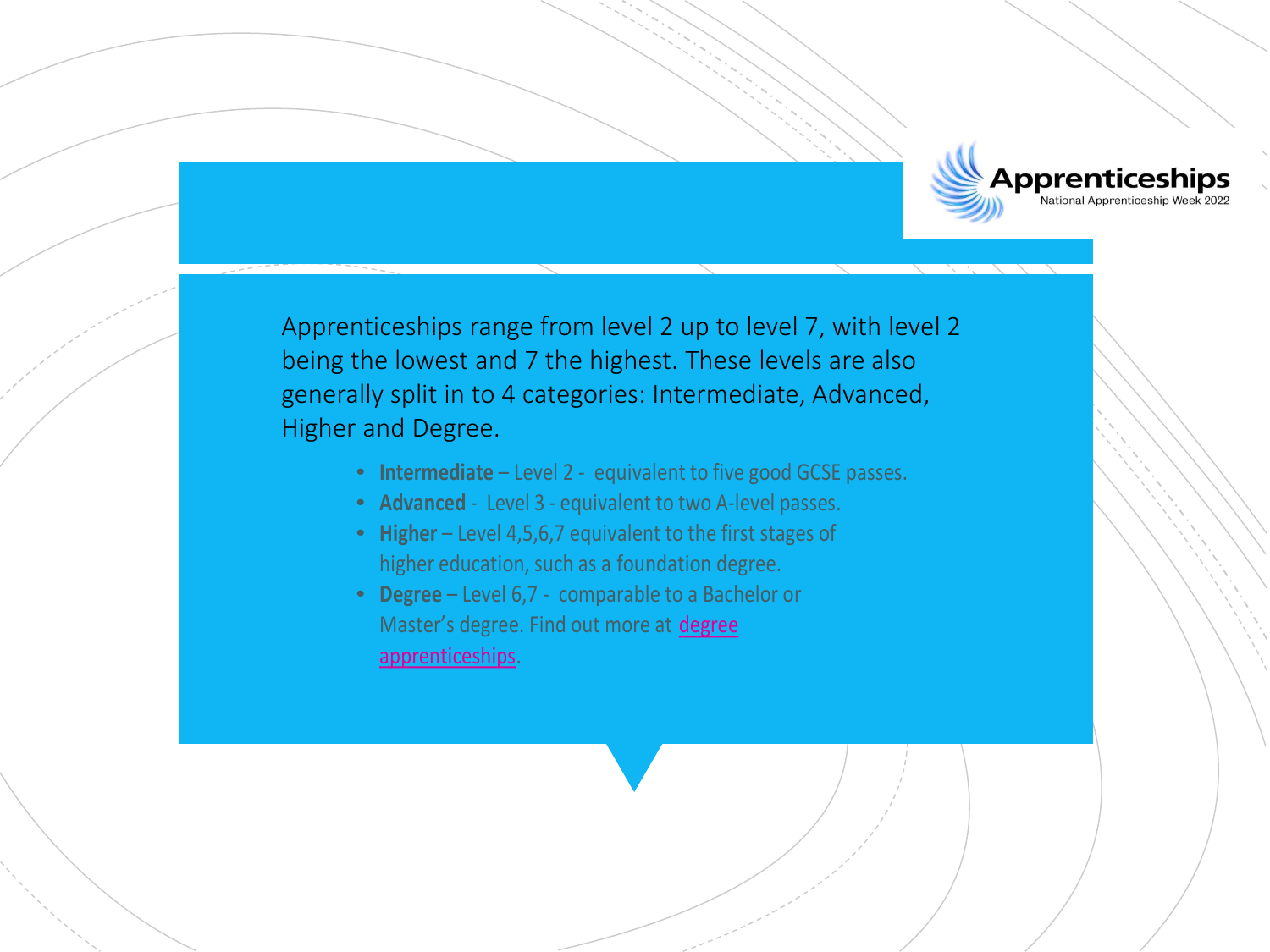Apprenticeships range from level 2 up to level 7, with level 2 being the lowest and 7 the highest. These levels are also generally split in to 4 categories: Intermediate, Advanced, Higher and Degree.

- **Intermediate** – Level 2 - equivalent to five good GCSE passes.
- **Advanced** - Level 3 - equivalent to two A-level passes.
- **Higher** – Level 4,5,6,7 equivalent to the first stages of higher education, such as a foundation degree.
- **Degree** – Level 6,7 - comparable to a Bachelor or Master's degree. Find out more at degree apprenticeships.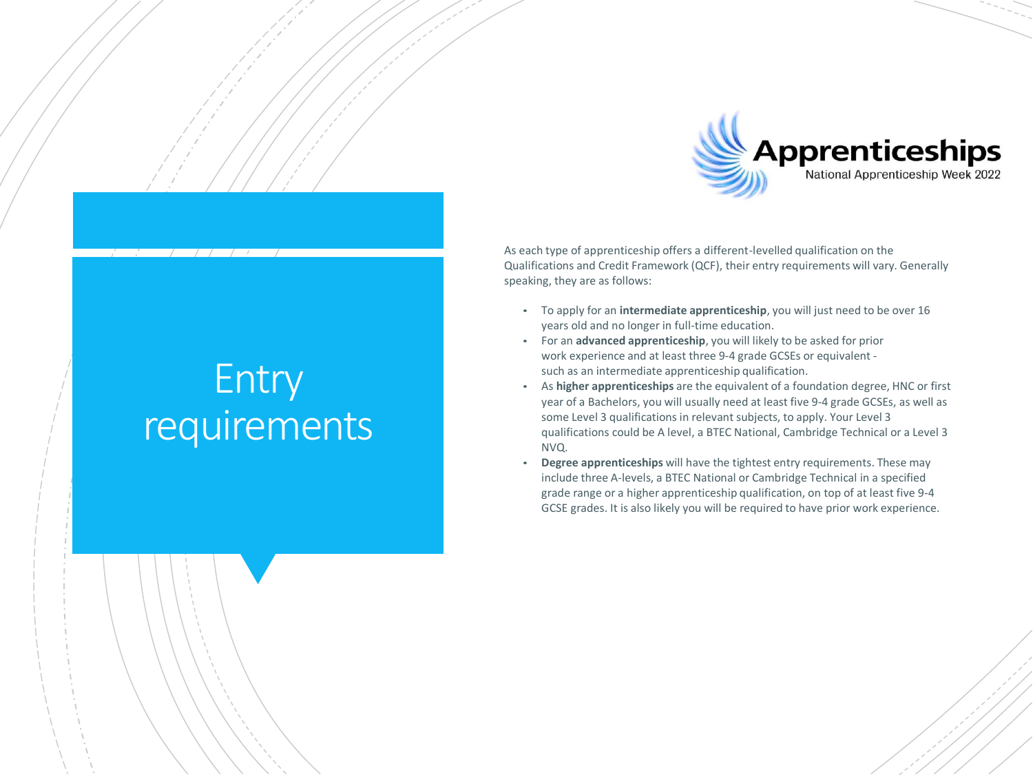# Entry requirements

Apprenticeships
National Apprenticeship Week 2022

As each type of apprenticeship offers a different-levelled qualification on the Qualifications and Credit Framework (QCF), their entry requirements will vary. Generally speaking, they are as follows:

- To apply for an **intermediate apprenticeship**, you will just need to be over 16 years old and no longer in full-time education.
- For an **advanced apprenticeship**, you will likely to be asked for prior work experience and at least three 9-4 grade GCSEs or equivalent - such as an intermediate apprenticeship qualification.
- As **higher apprenticeships** are the equivalent of a foundation degree, HNC or first year of a Bachelors, you will usually need at least five 9-4 grade GCSEs, as well as some Level 3 qualifications in relevant subjects, to apply. Your Level 3 qualifications could be A level, a BTEC National, Cambridge Technical or a Level 3 NVQ.
- **Degree apprenticeships** will have the tightest entry requirements. These may include three A-levels, a BTEC National or Cambridge Technical in a specified grade range or a higher apprenticeship qualification, on top of at least five 9-4 GCSE grades. It is also likely you will be required to have prior work experience.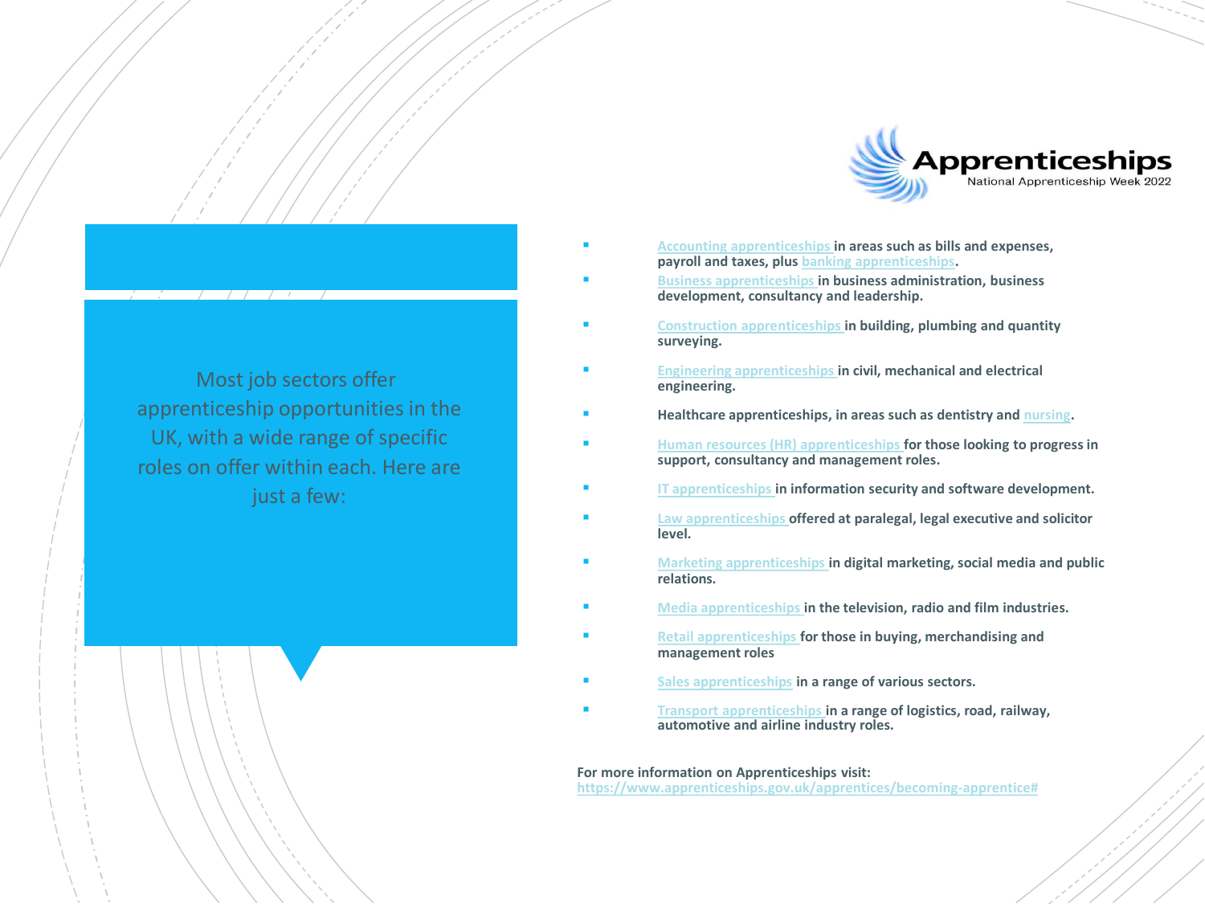Apprenticeships
National Apprenticeship Week 2022

Most job sectors offer apprenticeship opportunities in the UK, with a wide range of specific roles on offer within each. Here are just a few:

- **Accounting apprenticeships in areas such as bills and expenses, payroll and taxes, plus banking apprenticeships.**
- **Business apprenticeships in business administration, business development, consultancy and leadership.**
- **Construction apprenticeships in building, plumbing and quantity surveying.**
- **Engineering apprenticeships in civil, mechanical and electrical engineering.**
- **Healthcare apprenticeships, in areas such as dentistry and nursing.**
- **Human resources (HR) apprenticeships for those looking to progress in support, consultancy and management roles.**
- **IT apprenticeships in information security and software development.**
- **Law apprenticeships offered at paralegal, legal executive and solicitor level.**
- **Marketing apprenticeships in digital marketing, social media and public relations.**
- **Media apprenticeships in the television, radio and film industries.**
- **Retail apprenticeships for those in buying, merchandising and management roles**
- **Sales apprenticeships in a range of various sectors.**
- **Transport apprenticeships in a range of logistics, road, railway, automotive and airline industry roles.**

**For more information on Apprenticeships visit:**
**https://www.apprenticeships.gov.uk/apprentices/becoming-apprentice#**